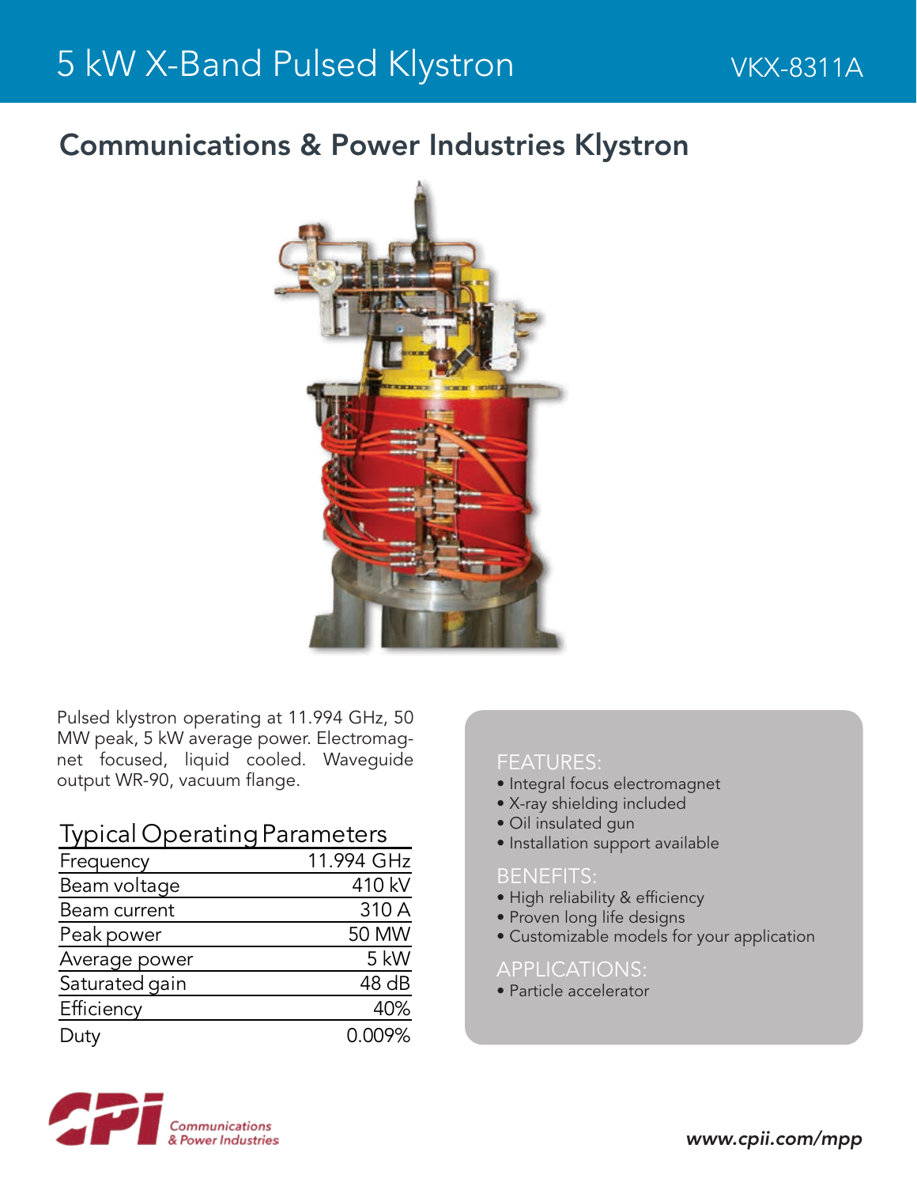# 5 kW X-Band Pulsed Klystron

VKX-8311A

## Communications & Power Industries Klystron

Pulsed klystron operating at 11.994 GHz, 50 MW peak, 5 kW average power. Electromagnet focused, liquid cooled. Waveguide output WR-90, vacuum flange.

### Typical Operating Parameters

| Parameter | Value |
|---|---|
| Frequency | 11.994 GHz |
| Beam voltage | 410 kV |
| Beam current | 310 A |
| Peak power | 50 MW |
| Average power | 5 kW |
| Saturated gain | 48 dB |
| Efficiency | 40% |
| Duty | 0.009% |

### FEATURES:

- Integral focus electromagnet
- X-ray shielding included
- Oil insulated gun
- Installation support available

### BENEFITS:

- High reliability & efficiency
- Proven long life designs
- Customizable models for your application

### APPLICATIONS:

- Particle accelerator

Communications & Power Industries

*www.cpii.com/mpp*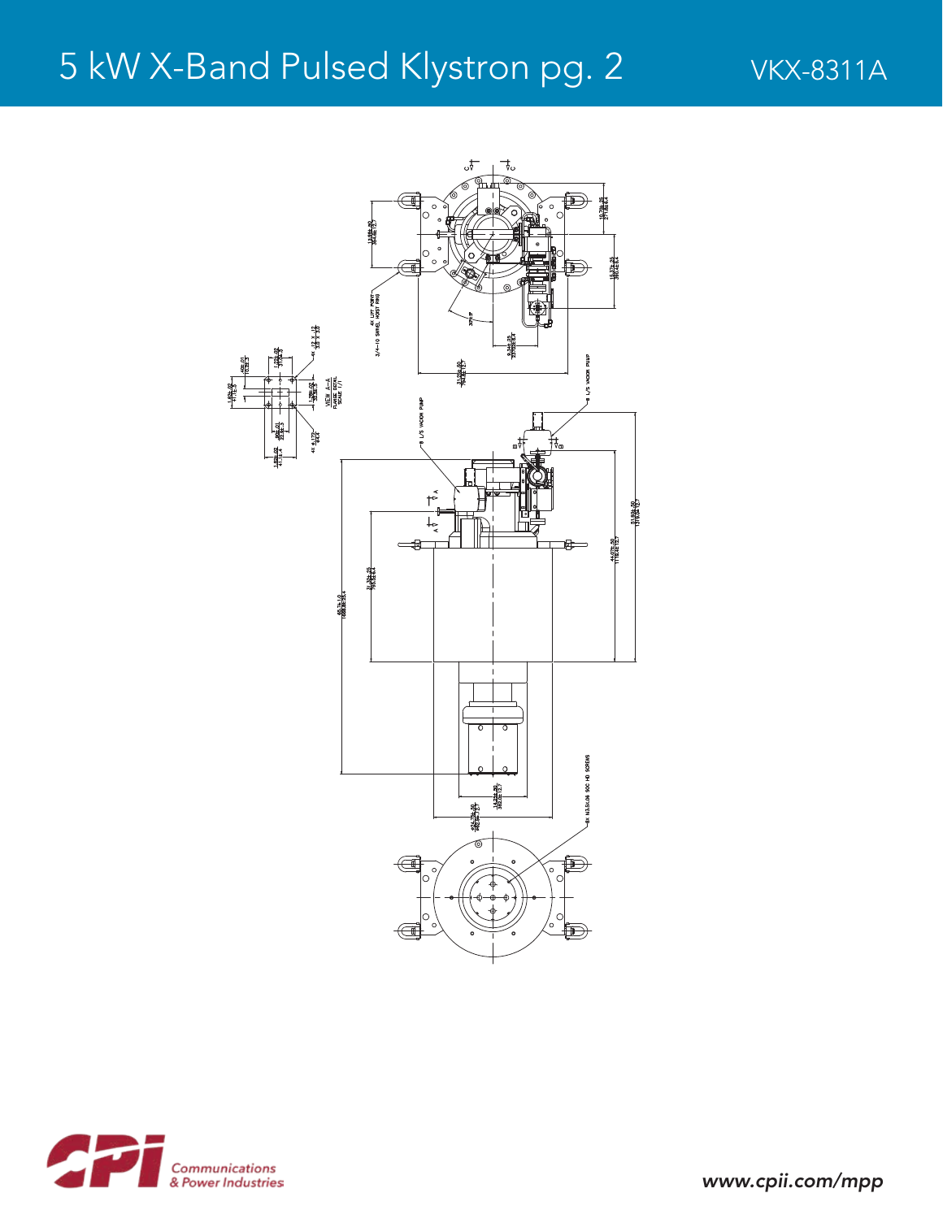# 5 kW X-Band Pulsed Klystron pg. 2

VKX-8311A

4X LIFT POINT
3/4-10 SWIVEL HOIST RING

8 L/S VACION PUMP

8 L/S VACION PUMP

VIEW A–A
FLANGE DETAIL
SCALE 1/1

4X .12 X .12
3.0 X 3.0

4X ⌀.172
⌀4.4

8X N3.5X.06 90C HD SCREWS

www.cpii.com/mpp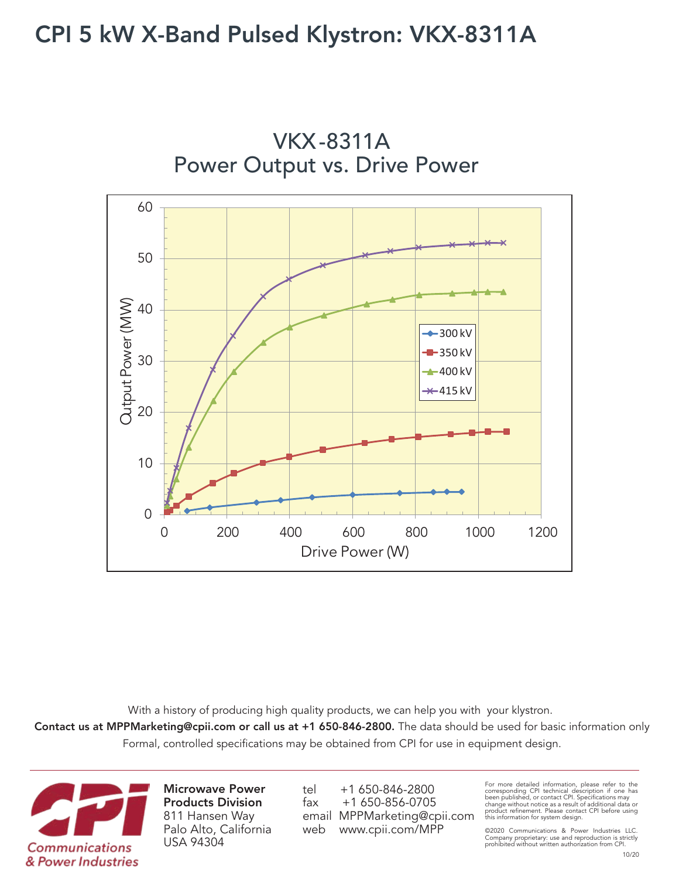# CPI 5 kW X-Band Pulsed Klystron: VKX-8311A

VKX-8311A
Power Output vs. Drive Power

Output Power (MW)

60
50
40
30
20
10
0

0 200 400 600 800 1000 1200

Drive Power (W)

300 kV
350 kV
400 kV
415 kV

With a history of producing high quality products, we can help you with your klystron.

**Contact us at MPPMarketing@cpii.com or call us at +1 650-846-2800.** The data should be used for basic information only Formal, controlled specifications may be obtained from CPI for use in equipment design.

Communications & Power Industries

**Microwave Power Products Division**
811 Hansen Way
Palo Alto, California
USA 94304

tel +1 650-846-2800
fax +1 650-856-0705
email MPPMarketing@cpii.com
web www.cpii.com/MPP

For more detailed information, please refer to the corresponding CPI technical description if one has been published, or contact CPI. Specifications may change without notice as a result of additional data or product refinement. Please contact CPI before using this information for system design.

©2020 Communications & Power Industries LLC. Company proprietary: use and reproduction is strictly prohibited without written authorization from CPI.

10/20